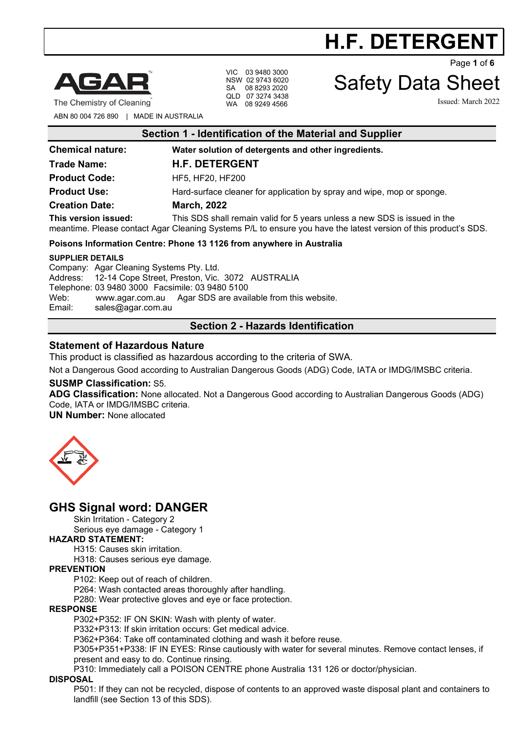# H.F. DETERGENT

AGAR
The Chemistry of Cleaning

ABN 80 004 726 890 | MADE IN AUSTRALIA

VIC 03 9480 3000
NSW 02 9743 6020
SA 08 8293 2020
QLD 07 3274 3438
WA 08 9249 4566

# Safety Data Sheet

Issued: March 2022

## Section 1 - Identification of the Material and Supplier

**Chemical nature:** **Water solution of detergents and other ingredients.**

**Trade Name:** **H.F. DETERGENT**

**Product Code:** HF5, HF20, HF200

**Product Use:** Hard-surface cleaner for application by spray and wipe, mop or sponge.

**Creation Date:** **March, 2022**

**This version issued:** This SDS shall remain valid for 5 years unless a new SDS is issued in the meantime. Please contact Agar Cleaning Systems P/L to ensure you have the latest version of this product's SDS.

**Poisons Information Centre: Phone 13 1126 from anywhere in Australia**

**SUPPLIER DETAILS**

Company: Agar Cleaning Systems Pty. Ltd.
Address: 12-14 Cope Street, Preston, Vic. 3072 AUSTRALIA
Telephone: 03 9480 3000 Facsimile: 03 9480 5100
Web: www.agar.com.au Agar SDS are available from this website.
Email: sales@agar.com.au

## Section 2 - Hazards Identification

### Statement of Hazardous Nature

This product is classified as hazardous according to the criteria of SWA.

Not a Dangerous Good according to Australian Dangerous Goods (ADG) Code, IATA or IMDG/IMSBC criteria.

**SUSMP Classification:** S5.

**ADG Classification:** None allocated. Not a Dangerous Good according to Australian Dangerous Goods (ADG) Code, IATA or IMDG/IMSBC criteria.

**UN Number:** None allocated

## GHS Signal word: DANGER

Skin Irritation - Category 2
Serious eye damage - Category 1

**HAZARD STATEMENT:**

H315: Causes skin irritation.
H318: Causes serious eye damage.

**PREVENTION**

P102: Keep out of reach of children.
P264: Wash contacted areas thoroughly after handling.
P280: Wear protective gloves and eye or face protection.

**RESPONSE**

P302+P352: IF ON SKIN: Wash with plenty of water.
P332+P313: If skin irritation occurs: Get medical advice.
P362+P364: Take off contaminated clothing and wash it before reuse.
P305+P351+P338: IF IN EYES: Rinse cautiously with water for several minutes. Remove contact lenses, if present and easy to do. Continue rinsing.
P310: Immediately call a POISON CENTRE phone Australia 131 126 or doctor/physician.

**DISPOSAL**

P501: If they can not be recycled, dispose of contents to an approved waste disposal plant and containers to landfill (see Section 13 of this SDS).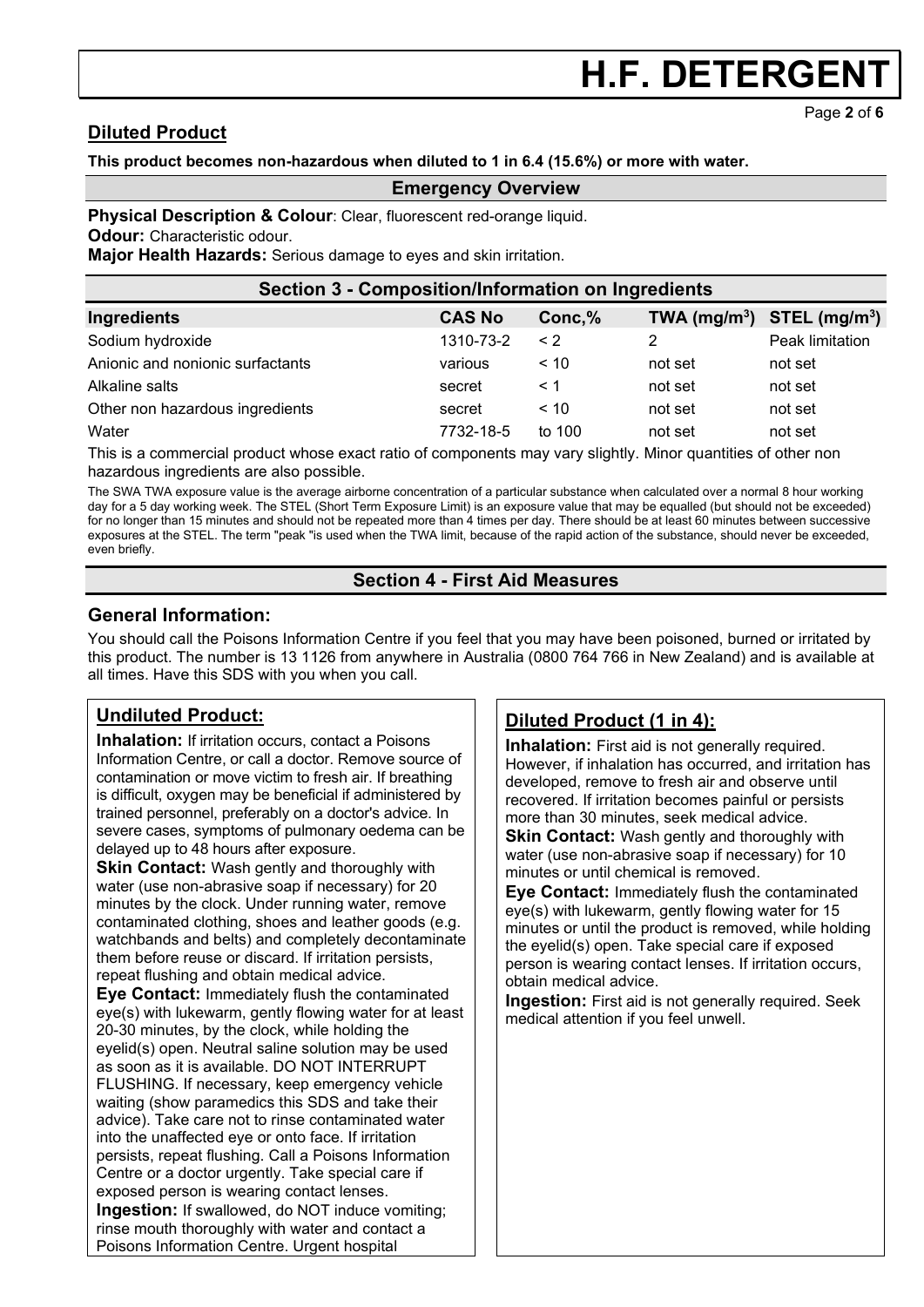## Diluted Product

**This product becomes non-hazardous when diluted to 1 in 6.4 (15.6%) or more with water.**

### Emergency Overview

**Physical Description & Colour**: Clear, fluorescent red-orange liquid.

**Odour:** Characteristic odour.

**Major Health Hazards:** Serious damage to eyes and skin irritation.

### Section 3 - Composition/Information on Ingredients

| Ingredients | CAS No | Conc,% | TWA ($mg/m^3$) | STEL ($mg/m^3$) |
|---|---|---|---|---|
| Sodium hydroxide | 1310-73-2 | < 2 | 2 | Peak limitation |
| Anionic and nonionic surfactants | various | < 10 | not set | not set |
| Alkaline salts | secret | < 1 | not set | not set |
| Other non hazardous ingredients | secret | < 10 | not set | not set |
| Water | 7732-18-5 | to 100 | not set | not set |

This is a commercial product whose exact ratio of components may vary slightly. Minor quantities of other non hazardous ingredients are also possible.

The SWA TWA exposure value is the average airborne concentration of a particular substance when calculated over a normal 8 hour working day for a 5 day working week. The STEL (Short Term Exposure Limit) is an exposure value that may be equalled (but should not be exceeded) for no longer than 15 minutes and should not be repeated more than 4 times per day. There should be at least 60 minutes between successive exposures at the STEL. The term "peak "is used when the TWA limit, because of the rapid action of the substance, should never be exceeded, even briefly.

### Section 4 - First Aid Measures

## General Information:

You should call the Poisons Information Centre if you feel that you may have been poisoned, burned or irritated by this product. The number is 13 1126 from anywhere in Australia (0800 764 766 in New Zealand) and is available at all times. Have this SDS with you when you call.

## Undiluted Product:

**Inhalation:** If irritation occurs, contact a Poisons Information Centre, or call a doctor. Remove source of contamination or move victim to fresh air. If breathing is difficult, oxygen may be beneficial if administered by trained personnel, preferably on a doctor's advice. In severe cases, symptoms of pulmonary oedema can be delayed up to 48 hours after exposure.

**Skin Contact:** Wash gently and thoroughly with water (use non-abrasive soap if necessary) for 20 minutes by the clock. Under running water, remove contaminated clothing, shoes and leather goods (e.g. watchbands and belts) and completely decontaminate them before reuse or discard. If irritation persists, repeat flushing and obtain medical advice.

**Eye Contact:** Immediately flush the contaminated eye(s) with lukewarm, gently flowing water for at least 20-30 minutes, by the clock, while holding the eyelid(s) open. Neutral saline solution may be used as soon as it is available. DO NOT INTERRUPT FLUSHING. If necessary, keep emergency vehicle waiting (show paramedics this SDS and take their advice). Take care not to rinse contaminated water into the unaffected eye or onto face. If irritation persists, repeat flushing. Call a Poisons Information Centre or a doctor urgently. Take special care if exposed person is wearing contact lenses.

**Ingestion:** If swallowed, do NOT induce vomiting; rinse mouth thoroughly with water and contact a Poisons Information Centre. Urgent hospital

## Diluted Product (1 in 4):

**Inhalation:** First aid is not generally required. However, if inhalation has occurred, and irritation has developed, remove to fresh air and observe until recovered. If irritation becomes painful or persists more than 30 minutes, seek medical advice.

**Skin Contact:** Wash gently and thoroughly with water (use non-abrasive soap if necessary) for 10 minutes or until chemical is removed.

**Eye Contact:** Immediately flush the contaminated eye(s) with lukewarm, gently flowing water for 15 minutes or until the product is removed, while holding the eyelid(s) open. Take special care if exposed person is wearing contact lenses. If irritation occurs, obtain medical advice.

**Ingestion:** First aid is not generally required. Seek medical attention if you feel unwell.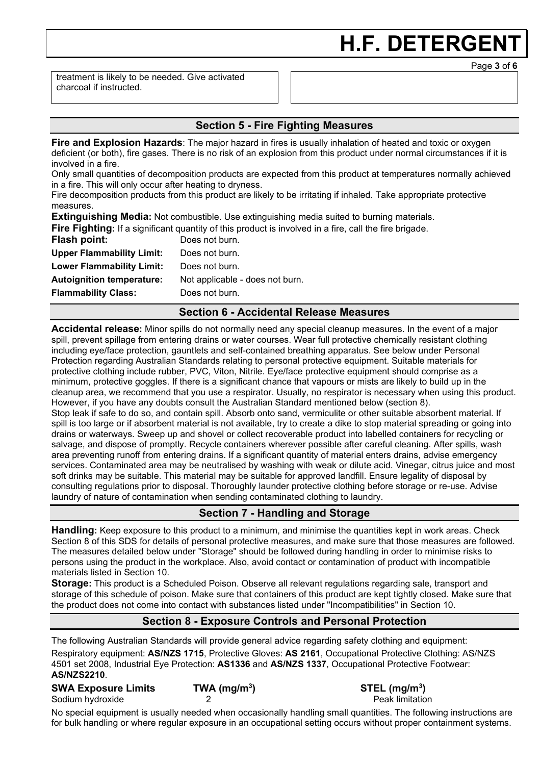treatment is likely to be needed. Give activated charcoal if instructed.

## Section 5 - Fire Fighting Measures

**Fire and Explosion Hazards**: The major hazard in fires is usually inhalation of heated and toxic or oxygen deficient (or both), fire gases. There is no risk of an explosion from this product under normal circumstances if it is involved in a fire.

Only small quantities of decomposition products are expected from this product at temperatures normally achieved in a fire. This will only occur after heating to dryness.

Fire decomposition products from this product are likely to be irritating if inhaled. Take appropriate protective measures.

**Extinguishing Media:** Not combustible. Use extinguishing media suited to burning materials.

**Fire Fighting:** If a significant quantity of this product is involved in a fire, call the fire brigade.

| | |
|---|---|
| **Flash point:** | Does not burn. |
| **Upper Flammability Limit:** | Does not burn. |
| **Lower Flammability Limit:** | Does not burn. |
| **Autoignition temperature:** | Not applicable - does not burn. |
| **Flammability Class:** | Does not burn. |

## Section 6 - Accidental Release Measures

**Accidental release:** Minor spills do not normally need any special cleanup measures. In the event of a major spill, prevent spillage from entering drains or water courses. Wear full protective chemically resistant clothing including eye/face protection, gauntlets and self-contained breathing apparatus. See below under Personal Protection regarding Australian Standards relating to personal protective equipment. Suitable materials for protective clothing include rubber, PVC, Viton, Nitrile. Eye/face protective equipment should comprise as a minimum, protective goggles. If there is a significant chance that vapours or mists are likely to build up in the cleanup area, we recommend that you use a respirator. Usually, no respirator is necessary when using this product. However, if you have any doubts consult the Australian Standard mentioned below (section 8).

Stop leak if safe to do so, and contain spill. Absorb onto sand, vermiculite or other suitable absorbent material. If spill is too large or if absorbent material is not available, try to create a dike to stop material spreading or going into drains or waterways. Sweep up and shovel or collect recoverable product into labelled containers for recycling or salvage, and dispose of promptly. Recycle containers wherever possible after careful cleaning. After spills, wash area preventing runoff from entering drains. If a significant quantity of material enters drains, advise emergency services. Contaminated area may be neutralised by washing with weak or dilute acid. Vinegar, citrus juice and most soft drinks may be suitable. This material may be suitable for approved landfill. Ensure legality of disposal by consulting regulations prior to disposal. Thoroughly launder protective clothing before storage or re-use. Advise laundry of nature of contamination when sending contaminated clothing to laundry.

## Section 7 - Handling and Storage

**Handling:** Keep exposure to this product to a minimum, and minimise the quantities kept in work areas. Check Section 8 of this SDS for details of personal protective measures, and make sure that those measures are followed. The measures detailed below under "Storage" should be followed during handling in order to minimise risks to persons using the product in the workplace. Also, avoid contact or contamination of product with incompatible materials listed in Section 10.

**Storage:** This product is a Scheduled Poison. Observe all relevant regulations regarding sale, transport and storage of this schedule of poison. Make sure that containers of this product are kept tightly closed. Make sure that the product does not come into contact with substances listed under "Incompatibilities" in Section 10.

## Section 8 - Exposure Controls and Personal Protection

The following Australian Standards will provide general advice regarding safety clothing and equipment:

Respiratory equipment: **AS/NZS 1715**, Protective Gloves: **AS 2161**, Occupational Protective Clothing: AS/NZS 4501 set 2008, Industrial Eye Protection: **AS1336** and **AS/NZS 1337**, Occupational Protective Footwear: **AS/NZS2210**.

| SWA Exposure Limits | TWA ($mg/m^3$) | STEL ($mg/m^3$) |
|---|---|---|
| Sodium hydroxide | 2 | Peak limitation |

No special equipment is usually needed when occasionally handling small quantities. The following instructions are for bulk handling or where regular exposure in an occupational setting occurs without proper containment systems.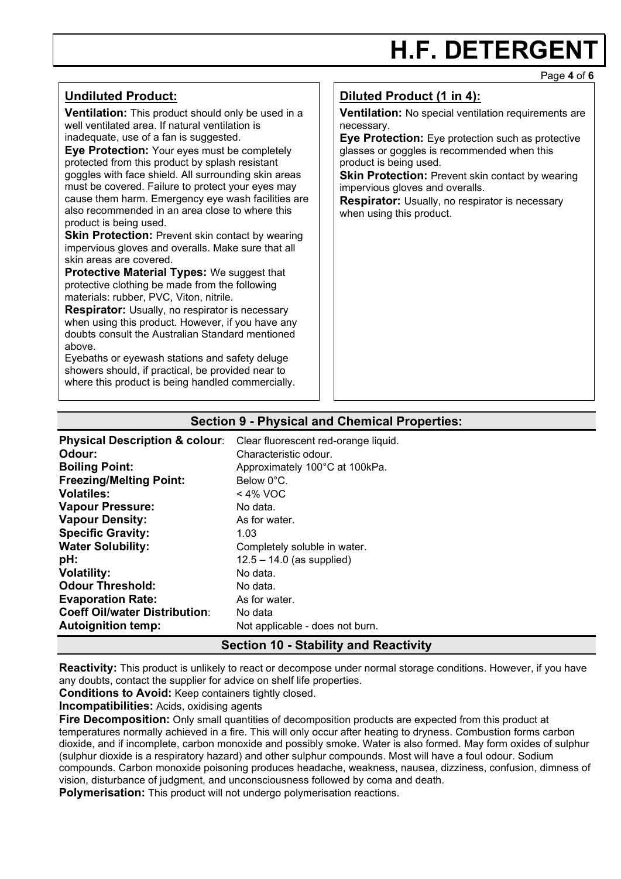## Undiluted Product:

**Ventilation:** This product should only be used in a well ventilated area. If natural ventilation is inadequate, use of a fan is suggested.

**Eye Protection:** Your eyes must be completely protected from this product by splash resistant goggles with face shield. All surrounding skin areas must be covered. Failure to protect your eyes may cause them harm. Emergency eye wash facilities are also recommended in an area close to where this product is being used.

**Skin Protection:** Prevent skin contact by wearing impervious gloves and overalls. Make sure that all skin areas are covered.

**Protective Material Types:** We suggest that protective clothing be made from the following materials: rubber, PVC, Viton, nitrile.

**Respirator:** Usually, no respirator is necessary when using this product. However, if you have any doubts consult the Australian Standard mentioned above.

Eyebaths or eyewash stations and safety deluge showers should, if practical, be provided near to where this product is being handled commercially.

## Diluted Product (1 in 4):

**Ventilation:** No special ventilation requirements are necessary.

**Eye Protection:** Eye protection such as protective glasses or goggles is recommended when this product is being used.

**Skin Protection:** Prevent skin contact by wearing impervious gloves and overalls.

**Respirator:** Usually, no respirator is necessary when using this product.

## Section 9 - Physical and Chemical Properties:

| | |
|---|---|
| **Physical Description & colour**: | Clear fluorescent red-orange liquid. |
| **Odour:** | Characteristic odour. |
| **Boiling Point:** | Approximately 100°C at 100kPa. |
| **Freezing/Melting Point:** | Below 0°C. |
| **Volatiles:** | < 4% VOC |
| **Vapour Pressure:** | No data. |
| **Vapour Density:** | As for water. |
| **Specific Gravity:** | 1.03 |
| **Water Solubility:** | Completely soluble in water. |
| **pH:** | 12.5 – 14.0 (as supplied) |
| **Volatility:** | No data. |
| **Odour Threshold:** | No data. |
| **Evaporation Rate:** | As for water. |
| **Coeff Oil/water Distribution**: | No data |
| **Autoignition temp:** | Not applicable - does not burn. |

## Section 10 - Stability and Reactivity

**Reactivity:** This product is unlikely to react or decompose under normal storage conditions. However, if you have any doubts, contact the supplier for advice on shelf life properties.

**Conditions to Avoid:** Keep containers tightly closed.

**Incompatibilities:** Acids, oxidising agents

**Fire Decomposition:** Only small quantities of decomposition products are expected from this product at temperatures normally achieved in a fire. This will only occur after heating to dryness. Combustion forms carbon dioxide, and if incomplete, carbon monoxide and possibly smoke. Water is also formed. May form oxides of sulphur (sulphur dioxide is a respiratory hazard) and other sulphur compounds. Most will have a foul odour. Sodium compounds. Carbon monoxide poisoning produces headache, weakness, nausea, dizziness, confusion, dimness of vision, disturbance of judgment, and unconsciousness followed by coma and death.

**Polymerisation:** This product will not undergo polymerisation reactions.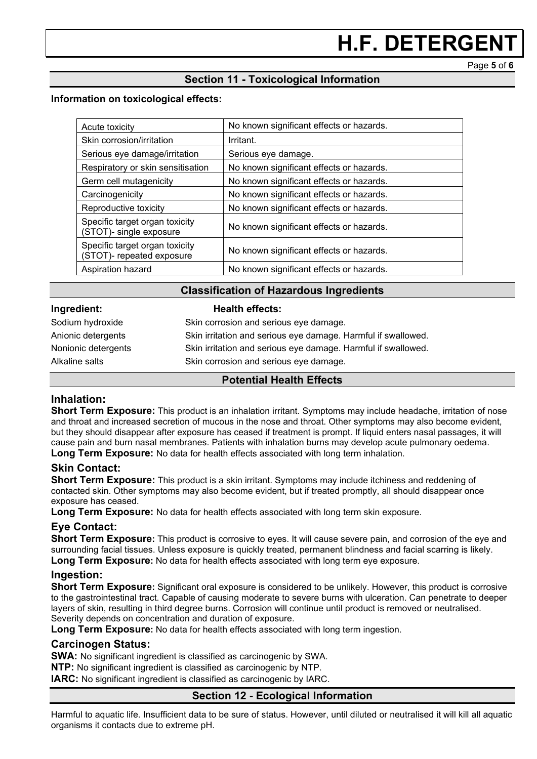## Section 11 - Toxicological Information

**Information on toxicological effects:**

| | |
|---|---|
| Acute toxicity | No known significant effects or hazards. |
| Skin corrosion/irritation | Irritant. |
| Serious eye damage/irritation | Serious eye damage. |
| Respiratory or skin sensitisation | No known significant effects or hazards. |
| Germ cell mutagenicity | No known significant effects or hazards. |
| Carcinogenicity | No known significant effects or hazards. |
| Reproductive toxicity | No known significant effects or hazards. |
| Specific target organ toxicity (STOT)- single exposure | No known significant effects or hazards. |
| Specific target organ toxicity (STOT)- repeated exposure | No known significant effects or hazards. |
| Aspiration hazard | No known significant effects or hazards. |

## Classification of Hazardous Ingredients

| Ingredient: | Health effects: |
|---|---|
| Sodium hydroxide | Skin corrosion and serious eye damage. |
| Anionic detergents | Skin irritation and serious eye damage. Harmful if swallowed. |
| Nonionic detergents | Skin irritation and serious eye damage. Harmful if swallowed. |
| Alkaline salts | Skin corrosion and serious eye damage. |

## Potential Health Effects

### Inhalation:

**Short Term Exposure:** This product is an inhalation irritant. Symptoms may include headache, irritation of nose and throat and increased secretion of mucous in the nose and throat. Other symptoms may also become evident, but they should disappear after exposure has ceased if treatment is prompt. If liquid enters nasal passages, it will cause pain and burn nasal membranes. Patients with inhalation burns may develop acute pulmonary oedema.
**Long Term Exposure:** No data for health effects associated with long term inhalation.

### Skin Contact:

**Short Term Exposure:** This product is a skin irritant. Symptoms may include itchiness and reddening of contacted skin. Other symptoms may also become evident, but if treated promptly, all should disappear once exposure has ceased.
**Long Term Exposure:** No data for health effects associated with long term skin exposure.

### Eye Contact:

**Short Term Exposure:** This product is corrosive to eyes. It will cause severe pain, and corrosion of the eye and surrounding facial tissues. Unless exposure is quickly treated, permanent blindness and facial scarring is likely.
**Long Term Exposure:** No data for health effects associated with long term eye exposure.

### Ingestion:

**Short Term Exposure:** Significant oral exposure is considered to be unlikely. However, this product is corrosive to the gastrointestinal tract. Capable of causing moderate to severe burns with ulceration. Can penetrate to deeper layers of skin, resulting in third degree burns. Corrosion will continue until product is removed or neutralised. Severity depends on concentration and duration of exposure.
**Long Term Exposure:** No data for health effects associated with long term ingestion.

### Carcinogen Status:

**SWA:** No significant ingredient is classified as carcinogenic by SWA.
**NTP:** No significant ingredient is classified as carcinogenic by NTP.
**IARC:** No significant ingredient is classified as carcinogenic by IARC.

## Section 12 - Ecological Information

Harmful to aquatic life. Insufficient data to be sure of status. However, until diluted or neutralised it will kill all aquatic organisms it contacts due to extreme pH.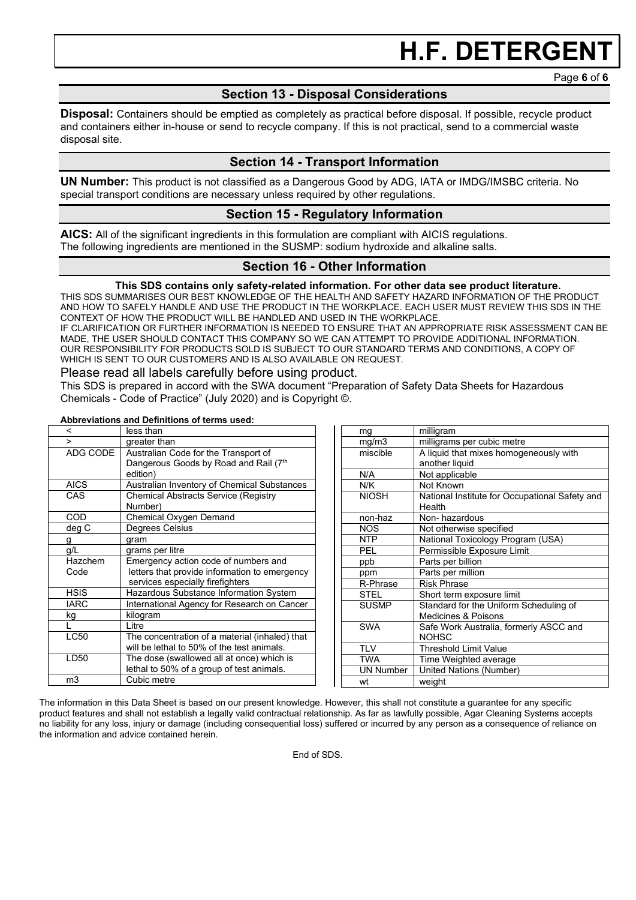## Section 13 - Disposal Considerations

**Disposal:** Containers should be emptied as completely as practical before disposal. If possible, recycle product and containers either in-house or send to recycle company. If this is not practical, send to a commercial waste disposal site.

## Section 14 - Transport Information

**UN Number:** This product is not classified as a Dangerous Good by ADG, IATA or IMDG/IMSBC criteria. No special transport conditions are necessary unless required by other regulations.

## Section 15 - Regulatory Information

**AICS:** All of the significant ingredients in this formulation are compliant with AICIS regulations.
The following ingredients are mentioned in the SUSMP: sodium hydroxide and alkaline salts.

## Section 16 - Other Information

**This SDS contains only safety-related information. For other data see product literature.**

THIS SDS SUMMARISES OUR BEST KNOWLEDGE OF THE HEALTH AND SAFETY HAZARD INFORMATION OF THE PRODUCT AND HOW TO SAFELY HANDLE AND USE THE PRODUCT IN THE WORKPLACE. EACH USER MUST REVIEW THIS SDS IN THE CONTEXT OF HOW THE PRODUCT WILL BE HANDLED AND USED IN THE WORKPLACE.
IF CLARIFICATION OR FURTHER INFORMATION IS NEEDED TO ENSURE THAT AN APPROPRIATE RISK ASSESSMENT CAN BE MADE, THE USER SHOULD CONTACT THIS COMPANY SO WE CAN ATTEMPT TO PROVIDE ADDITIONAL INFORMATION.
OUR RESPONSIBILITY FOR PRODUCTS SOLD IS SUBJECT TO OUR STANDARD TERMS AND CONDITIONS, A COPY OF WHICH IS SENT TO OUR CUSTOMERS AND IS ALSO AVAILABLE ON REQUEST.

Please read all labels carefully before using product.

This SDS is prepared in accord with the SWA document "Preparation of Safety Data Sheets for Hazardous Chemicals - Code of Practice" (July 2020) and is Copyright ©.

**Abbreviations and Definitions of terms used:**

| | |
|---|---|
| < | less than |
| > | greater than |
| ADG CODE | Australian Code for the Transport of Dangerous Goods by Road and Rail (7th edition) |
| AICS | Australian Inventory of Chemical Substances |
| CAS | Chemical Abstracts Service (Registry Number) |
| COD | Chemical Oxygen Demand |
| deg C | Degrees Celsius |
| g | gram |
| g/L | grams per litre |
| Hazchem Code | Emergency action code of numbers and letters that provide information to emergency services especially firefighters |
| HSIS | Hazardous Substance Information System |
| IARC | International Agency for Research on Cancer |
| kg | kilogram |
| L | Litre |
| LC50 | The concentration of a material (inhaled) that will be lethal to 50% of the test animals. |
| LD50 | The dose (swallowed all at once) which is lethal to 50% of a group of test animals. |
| m3 | Cubic metre |
| mg | milligram |
| mg/m3 | milligrams per cubic metre |
| miscible | A liquid that mixes homogeneously with another liquid |
| N/A | Not applicable |
| N/K | Not Known |
| NIOSH | National Institute for Occupational Safety and Health |
| non-haz | Non- hazardous |
| NOS | Not otherwise specified |
| NTP | National Toxicology Program (USA) |
| PEL | Permissible Exposure Limit |
| ppb | Parts per billion |
| ppm | Parts per million |
| R-Phrase | Risk Phrase |
| STEL | Short term exposure limit |
| SUSMP | Standard for the Uniform Scheduling of Medicines & Poisons |
| SWA | Safe Work Australia, formerly ASCC and NOHSC |
| TLV | Threshold Limit Value |
| TWA | Time Weighted average |
| UN Number | United Nations (Number) |
| wt | weight |

The information in this Data Sheet is based on our present knowledge. However, this shall not constitute a guarantee for any specific product features and shall not establish a legally valid contractual relationship. As far as lawfully possible, Agar Cleaning Systems accepts no liability for any loss, injury or damage (including consequential loss) suffered or incurred by any person as a consequence of reliance on the information and advice contained herein.

End of SDS.